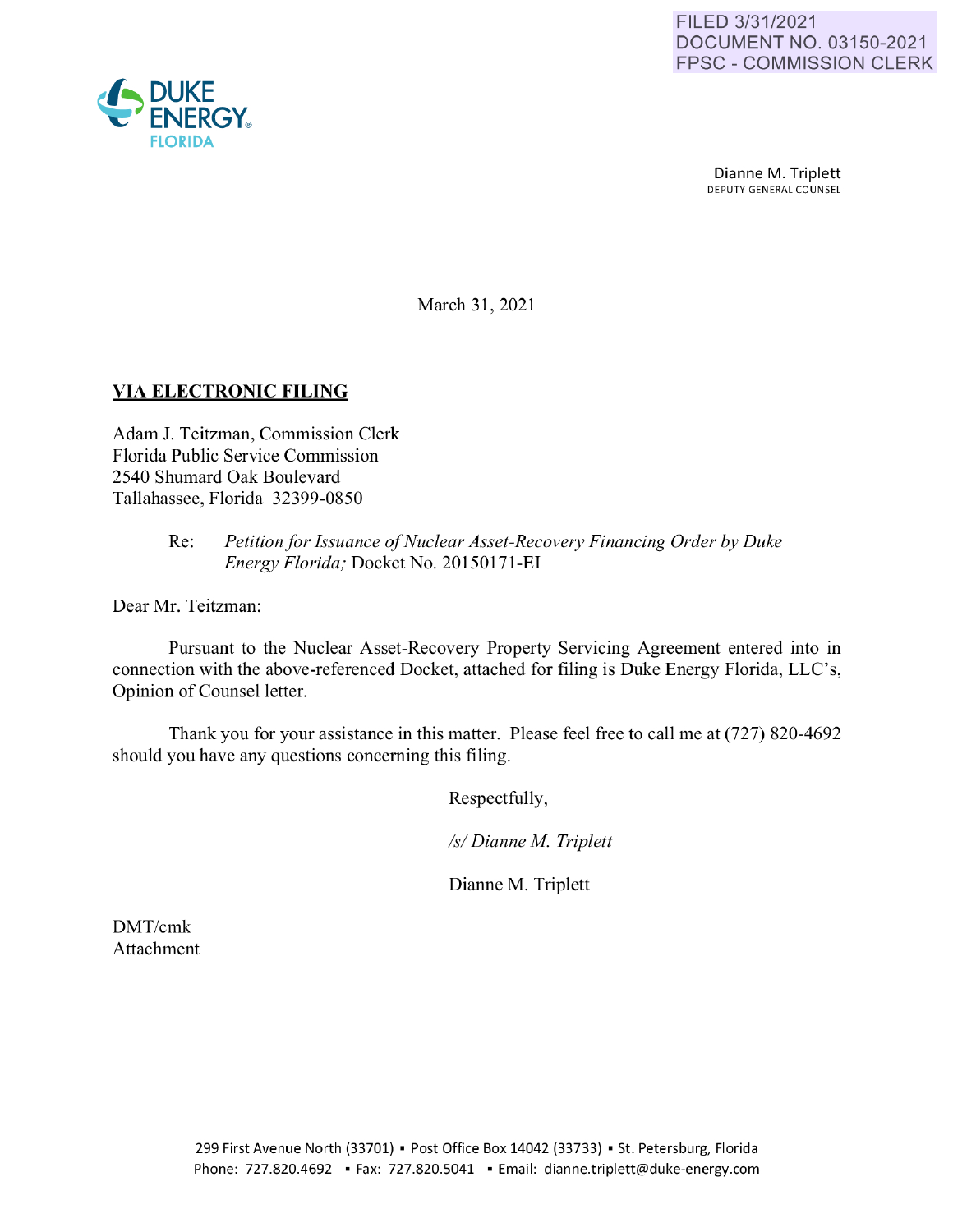FILED 3/31/2021
DOCUMENT NO. 03150-2021
FPSC - COMMISSION CLERK

DUKE ENERGY
FLORIDA

Dianne M. Triplett
DEPUTY GENERAL COUNSEL

March 31, 2021

**VIA ELECTRONIC FILING**

Adam J. Teitzman, Commission Clerk
Florida Public Service Commission
2540 Shumard Oak Boulevard
Tallahassee, Florida 32399-0850

Re: *Petition for Issuance of Nuclear Asset-Recovery Financing Order by Duke Energy Florida;* Docket No. 20150171-EI

Dear Mr. Teitzman:

Pursuant to the Nuclear Asset-Recovery Property Servicing Agreement entered into in connection with the above-referenced Docket, attached for filing is Duke Energy Florida, LLC's, Opinion of Counsel letter.

Thank you for your assistance in this matter. Please feel free to call me at (727) 820-4692 should you have any questions concerning this filing.

Respectfully,

*/s/ Dianne M. Triplett*

Dianne M. Triplett

DMT/cmk
Attachment

299 First Avenue North (33701) ▪ Post Office Box 14042 (33733) ▪ St. Petersburg, Florida
Phone: 727.820.4692 ▪ Fax: 727.820.5041 ▪ Email: dianne.triplett@duke-energy.com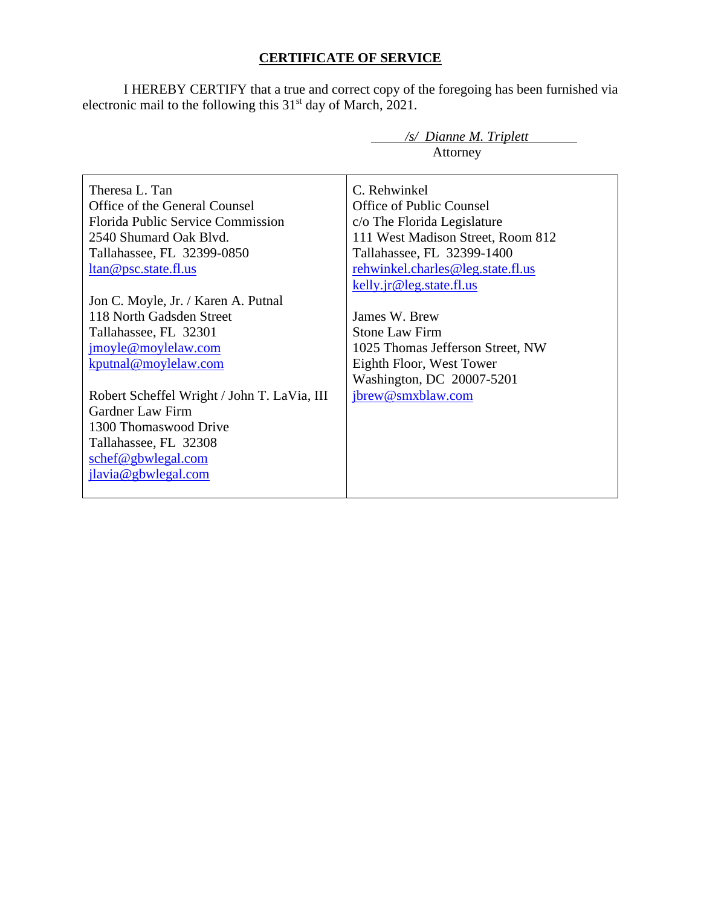## CERTIFICATE OF SERVICE

I HEREBY CERTIFY that a true and correct copy of the foregoing has been furnished via electronic mail to the following this 31st day of March, 2021.

*/s/ Dianne M. Triplett*
Attorney

| | |
|---|---|
| Theresa L. Tan<br>Office of the General Counsel<br>Florida Public Service Commission<br>2540 Shumard Oak Blvd.<br>Tallahassee, FL 32399-0850<br>ltan@psc.state.fl.us<br><br>Jon C. Moyle, Jr. / Karen A. Putnal<br>118 North Gadsden Street<br>Tallahassee, FL 32301<br>jmoyle@moylelaw.com<br>kputnal@moylelaw.com<br><br>Robert Scheffel Wright / John T. LaVia, III<br>Gardner Law Firm<br>1300 Thomaswood Drive<br>Tallahassee, FL 32308<br>schef@gbwlegal.com<br>jlavia@gbwlegal.com | C. Rehwinkel<br>Office of Public Counsel<br>c/o The Florida Legislature<br>111 West Madison Street, Room 812<br>Tallahassee, FL 32399-1400<br>rehwinkel.charles@leg.state.fl.us<br>kelly.jr@leg.state.fl.us<br><br>James W. Brew<br>Stone Law Firm<br>1025 Thomas Jefferson Street, NW<br>Eighth Floor, West Tower<br>Washington, DC 20007-5201<br>jbrew@smxblaw.com |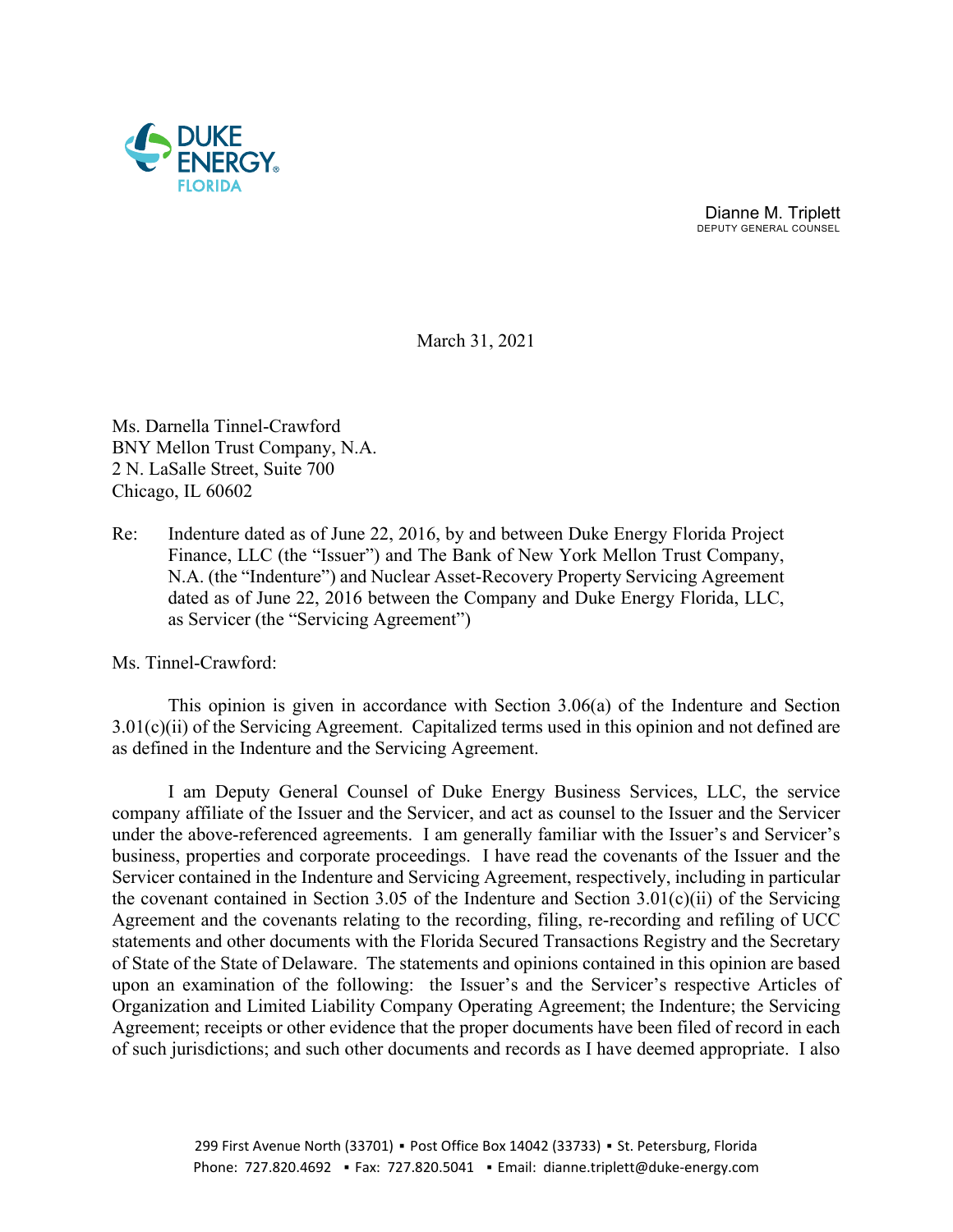Dianne M. Triplett
DEPUTY GENERAL COUNSEL

March 31, 2021

Ms. Darnella Tinnel-Crawford
BNY Mellon Trust Company, N.A.
2 N. LaSalle Street, Suite 700
Chicago, IL 60602

Re: Indenture dated as of June 22, 2016, by and between Duke Energy Florida Project Finance, LLC (the "Issuer") and The Bank of New York Mellon Trust Company, N.A. (the "Indenture") and Nuclear Asset-Recovery Property Servicing Agreement dated as of June 22, 2016 between the Company and Duke Energy Florida, LLC, as Servicer (the "Servicing Agreement")

Ms. Tinnel-Crawford:

This opinion is given in accordance with Section 3.06(a) of the Indenture and Section 3.01(c)(ii) of the Servicing Agreement. Capitalized terms used in this opinion and not defined are as defined in the Indenture and the Servicing Agreement.

I am Deputy General Counsel of Duke Energy Business Services, LLC, the service company affiliate of the Issuer and the Servicer, and act as counsel to the Issuer and the Servicer under the above-referenced agreements. I am generally familiar with the Issuer's and Servicer's business, properties and corporate proceedings. I have read the covenants of the Issuer and the Servicer contained in the Indenture and Servicing Agreement, respectively, including in particular the covenant contained in Section 3.05 of the Indenture and Section 3.01(c)(ii) of the Servicing Agreement and the covenants relating to the recording, filing, re-recording and refiling of UCC statements and other documents with the Florida Secured Transactions Registry and the Secretary of State of the State of Delaware. The statements and opinions contained in this opinion are based upon an examination of the following: the Issuer's and the Servicer's respective Articles of Organization and Limited Liability Company Operating Agreement; the Indenture; the Servicing Agreement; receipts or other evidence that the proper documents have been filed of record in each of such jurisdictions; and such other documents and records as I have deemed appropriate. I also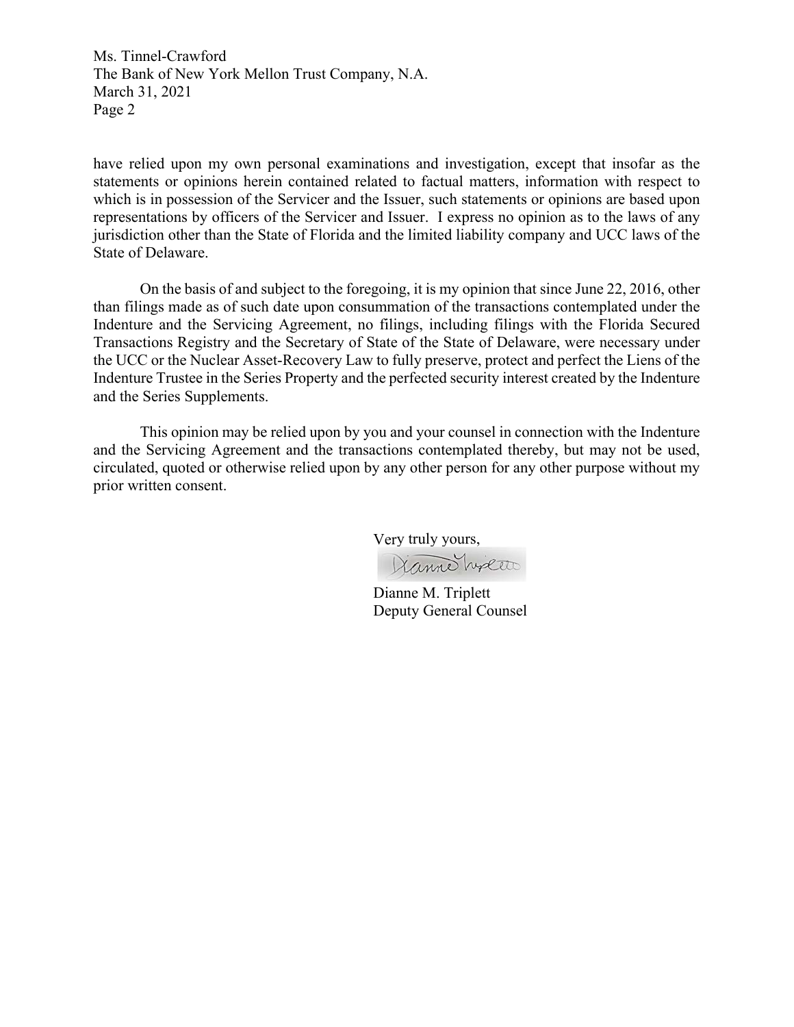have relied upon my own personal examinations and investigation, except that insofar as the statements or opinions herein contained related to factual matters, information with respect to which is in possession of the Servicer and the Issuer, such statements or opinions are based upon representations by officers of the Servicer and Issuer. I express no opinion as to the laws of any jurisdiction other than the State of Florida and the limited liability company and UCC laws of the State of Delaware.

On the basis of and subject to the foregoing, it is my opinion that since June 22, 2016, other than filings made as of such date upon consummation of the transactions contemplated under the Indenture and the Servicing Agreement, no filings, including filings with the Florida Secured Transactions Registry and the Secretary of State of the State of Delaware, were necessary under the UCC or the Nuclear Asset-Recovery Law to fully preserve, protect and perfect the Liens of the Indenture Trustee in the Series Property and the perfected security interest created by the Indenture and the Series Supplements.

This opinion may be relied upon by you and your counsel in connection with the Indenture and the Servicing Agreement and the transactions contemplated thereby, but may not be used, circulated, quoted or otherwise relied upon by any other person for any other purpose without my prior written consent.

Very truly yours,

Dianne M. Triplett
Deputy General Counsel